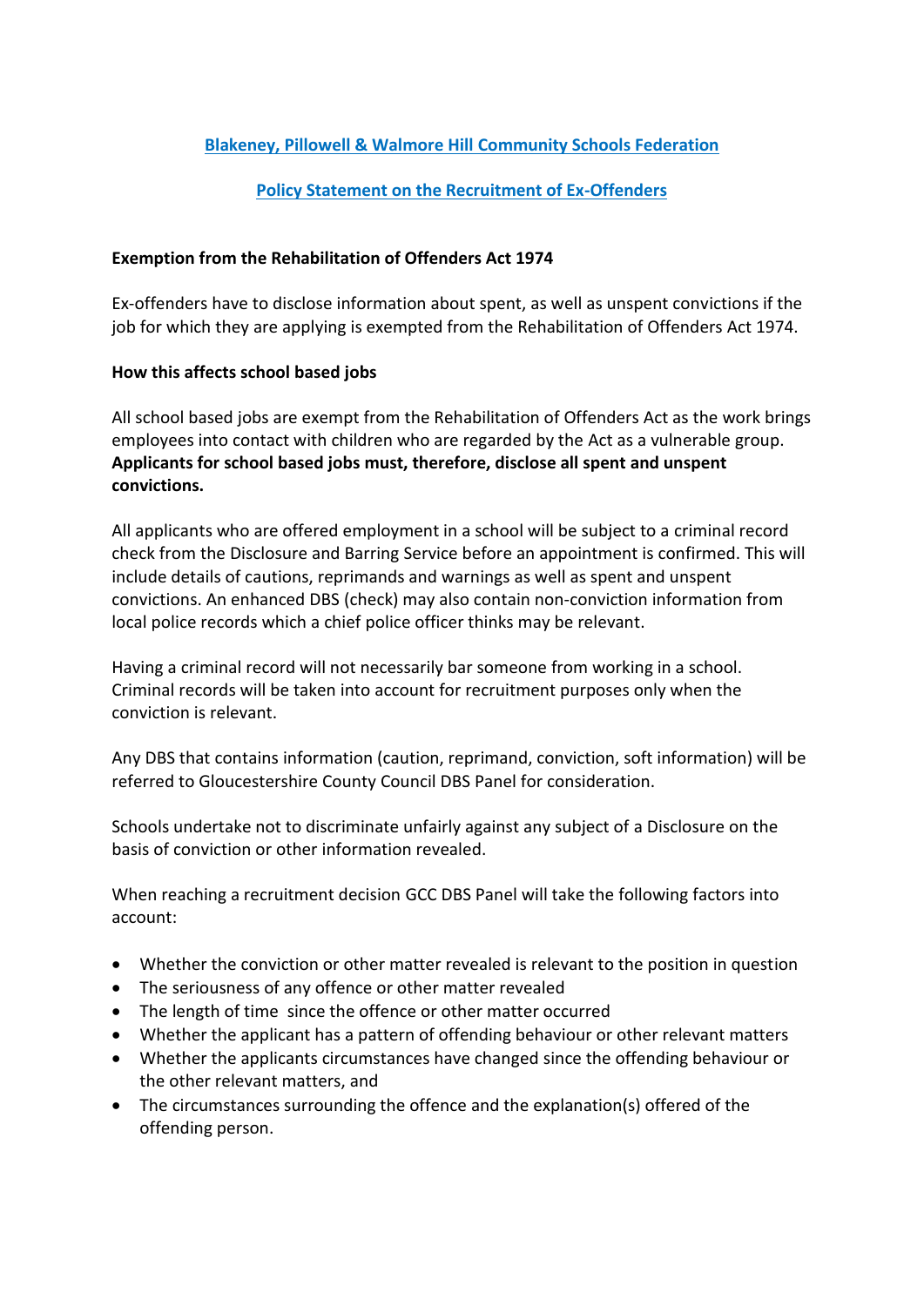# Blakeney, Pillowell & Walmore Hill Community Schools Federation

## Policy Statement on the Recruitment of Ex-Offenders

**Exemption from the Rehabilitation of Offenders Act 1974**

Ex-offenders have to disclose information about spent, as well as unspent convictions if the job for which they are applying is exempted from the Rehabilitation of Offenders Act 1974.

**How this affects school based jobs**

All school based jobs are exempt from the Rehabilitation of Offenders Act as the work brings employees into contact with children who are regarded by the Act as a vulnerable group. **Applicants for school based jobs must, therefore, disclose all spent and unspent convictions.**

All applicants who are offered employment in a school will be subject to a criminal record check from the Disclosure and Barring Service before an appointment is confirmed. This will include details of cautions, reprimands and warnings as well as spent and unspent convictions. An enhanced DBS (check) may also contain non-conviction information from local police records which a chief police officer thinks may be relevant.

Having a criminal record will not necessarily bar someone from working in a school. Criminal records will be taken into account for recruitment purposes only when the conviction is relevant.

Any DBS that contains information (caution, reprimand, conviction, soft information) will be referred to Gloucestershire County Council DBS Panel for consideration.

Schools undertake not to discriminate unfairly against any subject of a Disclosure on the basis of conviction or other information revealed.

When reaching a recruitment decision GCC DBS Panel will take the following factors into account:

- Whether the conviction or other matter revealed is relevant to the position in question
- The seriousness of any offence or other matter revealed
- The length of time since the offence or other matter occurred
- Whether the applicant has a pattern of offending behaviour or other relevant matters
- Whether the applicants circumstances have changed since the offending behaviour or the other relevant matters, and
- The circumstances surrounding the offence and the explanation(s) offered of the offending person.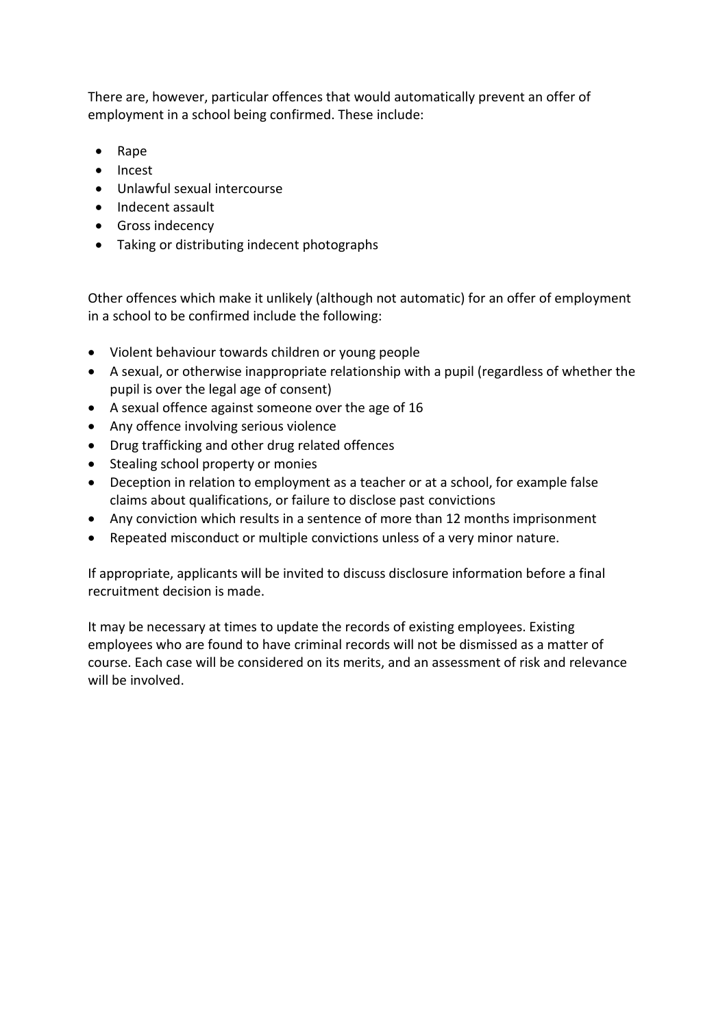There are, however, particular offences that would automatically prevent an offer of employment in a school being confirmed. These include:

- Rape
- Incest
- Unlawful sexual intercourse
- Indecent assault
- Gross indecency
- Taking or distributing indecent photographs

Other offences which make it unlikely (although not automatic) for an offer of employment in a school to be confirmed include the following:

- Violent behaviour towards children or young people
- A sexual, or otherwise inappropriate relationship with a pupil (regardless of whether the pupil is over the legal age of consent)
- A sexual offence against someone over the age of 16
- Any offence involving serious violence
- Drug trafficking and other drug related offences
- Stealing school property or monies
- Deception in relation to employment as a teacher or at a school, for example false claims about qualifications, or failure to disclose past convictions
- Any conviction which results in a sentence of more than 12 months imprisonment
- Repeated misconduct or multiple convictions unless of a very minor nature.

If appropriate, applicants will be invited to discuss disclosure information before a final recruitment decision is made.

It may be necessary at times to update the records of existing employees. Existing employees who are found to have criminal records will not be dismissed as a matter of course. Each case will be considered on its merits, and an assessment of risk and relevance will be involved.